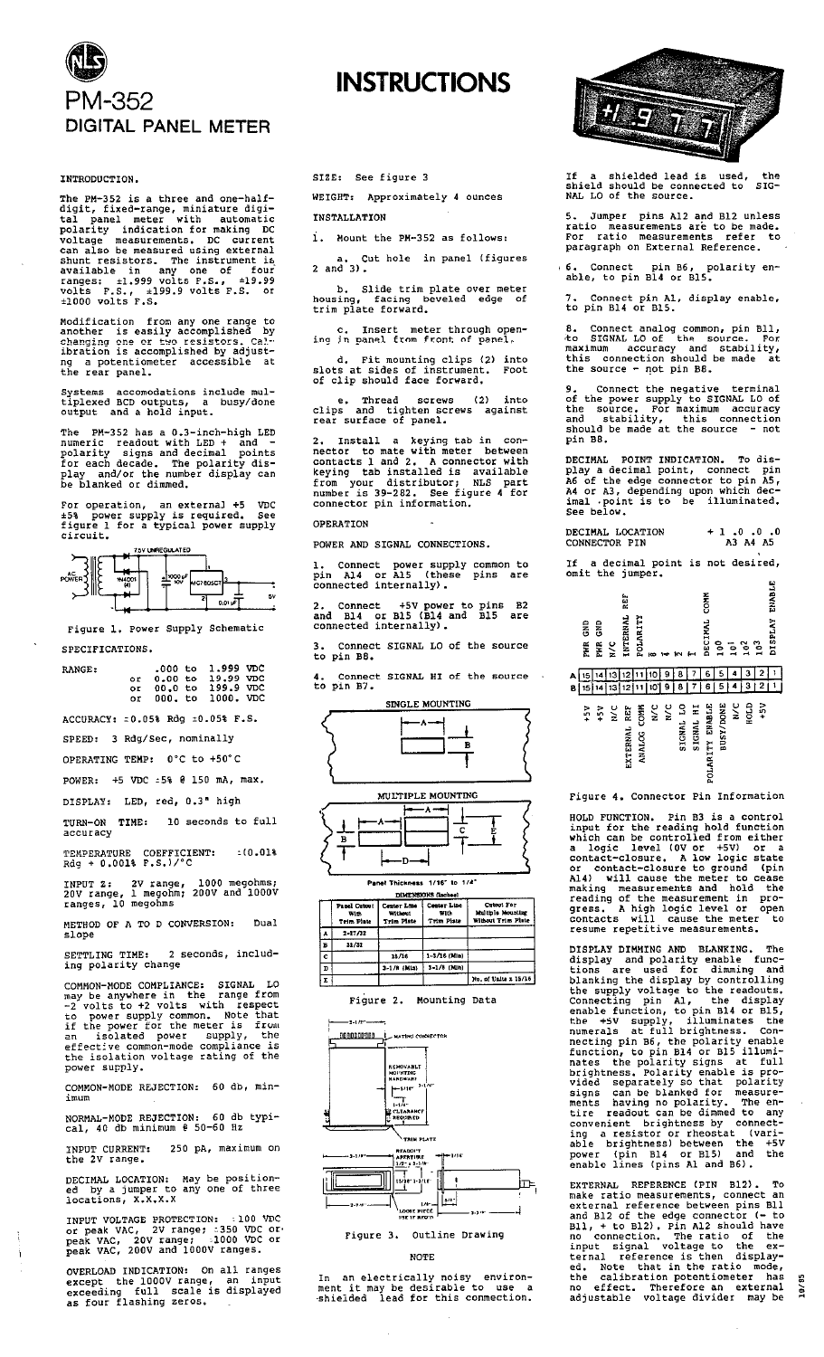# PM-352
## DIGITAL PANEL METER

# INSTRUCTIONS

### INTRODUCTION.

The PM-352 is a three and one-half-digit, fixed-range, miniature digital panel meter with automatic polarity indication for making DC voltage measurements. DC current can also be measured using external shunt resistors. The instrument is available in any one of four ranges: ±1.999 volts F.S., ±19.99 volts F.S., ±199.9 volts F.S. or ±1000 volts F.S.

Modification from any one range to another is easily accomplished by changing one or two resistors. Calibration is accomplished by adjusting a potentiometer accessible at the rear panel.

Systems accomodations include multiplexed BCD outputs, a busy/done output and a hold input.

The PM-352 has a 0.3-inch-high LED numeric readout with LED + and - polarity signs and decimal points for each decade. The polarity display and/or the number display can be blanked or dimmed.

For operation, an external +5 VDC ±5% power supply is required. See figure 1 for a typical power supply circuit.

Figure 1. Power Supply Schematic

### SPECIFICATIONS.

RANGE: .000 to 1.999 VDC or 0.00 to 19.99 VDC or 00.0 to 199.9 VDC or 000. to 1000. VDC

ACCURACY: ±0.05% Rdg ±0.05% F.S.

SPEED: 3 Rdg/Sec, nominally

OPERATING TEMP: 0°C to +50°C

POWER: +5 VDC ±5% @ 150 mA, max.

DISPLAY: LED, red, 0.3" high

TURN-ON TIME: 10 seconds to full accuracy

TEMPERATURE COEFFICIENT: ±(0.01% Rdg + 0.001% F.S.)/°C

INPUT Z: 2V range, 1000 megohms; 20V range, 1 megohm; 200V and 1000V ranges, 10 megohms

METHOD OF A TO D CONVERSION: Dual slope

SETTLING TIME: 2 seconds, including polarity change

COMMON-MODE COMPLIANCE: SIGNAL LO may be anywhere in the range from -2 volts to +2 volts with respect to power supply common. Note that if the power for the meter is from an isolated power supply, the effective common-mode compliance is the isolation voltage rating of the power supply.

COMMON-MODE REJECTION: 60 db, minimum

NORMAL-MODE REJECTION: 60 db typical, 40 db minimum @ 50-60 Hz

INPUT CURRENT: 250 pA, maximum on the 2V range.

DECIMAL LOCATION: May be positioned by a jumper to any one of three locations, X.X.X.X

INPUT VOLTAGE PROTECTION: ±100 VDC or peak VAC, 2V range; ±350 VDC or peak VAC, 20V range; ±1000 VDC or peak VAC, 200V and 1000V ranges.

OVERLOAD INDICATION: On all ranges except the 1000V range, an input exceeding full scale is displayed as four flashing zeros.

SIZE: See figure 3

WEIGHT: Approximately 4 ounces

### INSTALLATION

1. Mount the PM-352 as follows:

   a. Cut hole in panel (figures 2 and 3).

   b. Slide trim plate over meter housing, facing beveled edge of trim plate forward.

   c. Insert meter through opening in panel from front of panel.

   d. Fit mounting clips (2) into slots at sides of instrument. Foot of clip should face forward.

   e. Thread screws (2) into clips and tighten screws against rear surface of panel.

2. Install a keying tab in connector to mate with meter between contacts 1 and 2. A connector with keying tab installed is available from your distributor; NLS part number is 39-282. See figure 4 for connector pin information.

### OPERATION

POWER AND SIGNAL CONNECTIONS.

1. Connect power supply common to pin A14 or A15 (these pins are connected internally).

2. Connect +5V power to pins B2 and B14 or B15 (B14 and B15 are connected internally).

3. Connect SIGNAL LO of the source to pin B8.

4. Connect SIGNAL HI of the source to pin B7.

Panel Thickness 1/16" to 1/4"

DIMENSIONS (Inches)

| | Panel Cutout With Trim Plate | Center Line Without Trim Plate | Center Line With Trim Plate | Cutout For Multiple Mounting Without Trim Plate |
|---|---|---|---|---|
| A | 2-27/32 | | | |
| B | 23/32 | | | |
| C | | 15/16 | 1-5/16 (Min) | |
| D | | 3-1/8 (Min) | 3-1/8 (Min) | |
| E | | | | No. of Units x 15/16 |

Figure 2. Mounting Data

Figure 3. Outline Drawing

NOTE

In an electrically noisy environment it may be desirable to use a shielded lead for this connection. If a shielded lead is used, the shield should be connected to SIGNAL LO of the source.

5. Jumper pins A12 and B12 unless ratio measurements are to be made. For ratio measurements refer to paragraph on External Reference.

6. Connect pin B6, polarity enable, to pin B14 or B15.

7. Connect pin A1, display enable, to pin B14 or B15.

8. Connect analog common, pin B11, to SIGNAL LO of the source. For maximum accuracy and stability, this connection should be made at the source - not pin B8.

9. Connect the negative terminal of the power supply to SIGNAL LO of the source. For maximum accuracy and stability, this connection should be made at the source - not pin B8.

DECIMAL POINT INDICATION. To display a decimal point, connect pin A6 of the edge connector to pin A5, A4 or A3, depending upon which decimal point is to be illuminated. See below.

| DECIMAL LOCATION | + 1 .0 | .0 | .0 |
|---|---|---|---|
| CONNECTOR PIN | A3 | A4 | A5 |

If a decimal point is not desired, omit the jumper.

| Pin | 15 | 14 | 13 | 12 | 11 | 10 | 9 | 8 | 7 | 6 | 5 | 4 | 3 | 2 | 1 |
|---|---|---|---|---|---|---|---|---|---|---|---|---|---|---|---|
| A | PWR GND | PWR GND | N/C | INTERNAL REF | POLARITY | 8 | 4 | 2 | 1 | DECIMAL COMM | $10^0$ | $10^1$ | $10^2$ | $10^3$ | DISPLAY ENABLE |
| B | +5V | +5V | N/C | EXTERNAL REF | ANALOG COMM | N/C | N/C | SIGNAL LO | SIGNAL HI | POLARITY ENABLE | BUSY/DONE | N/C | HOLD | +5V | |

Figure 4. Connector Pin Information

HOLD FUNCTION. Pin B3 is a control input for the reading hold function which can be controlled from either a logic level (0V or +5V) or a contact-closure. A low logic state or contact-closure to ground (pin A14) will cause the meter to cease making measurements and hold the reading of the measurement in progress. A high logic level or open contacts will cause the meter to resume repetitive measurements.

DISPLAY DIMMING AND BLANKING. The display and polarity enable functions are used for dimming and blanking the display by controlling the supply voltage to the readouts. Connecting pin A1, the display enable function, to pin B14 or B15, the +5V supply, illuminates the numerals at full brightness. Connecting pin B6, the polarity enable function, to pin B14 or B15 illuminates the polarity signs at full brightness. Polarity enable is provided separately so that polarity signs can be blanked for measurements having no polarity. The entire readout can be dimmed to any convenient brightness by connecting a resistor or rheostat (variable brightness) between the +5V power (pin B14 or B15) and the enable lines (pins A1 and B6).

EXTERNAL REFERENCE (PIN B12). To make ratio measurements, connect an external reference between pins B11 and B12 of the edge connector (- to B11, + to B12). Pin A12 should have no connection. The ratio of the input signal voltage to the external reference is then displayed. Note that in the ratio mode, the calibration potentiometer has no effect. Therefore an external adjustable voltage divider may be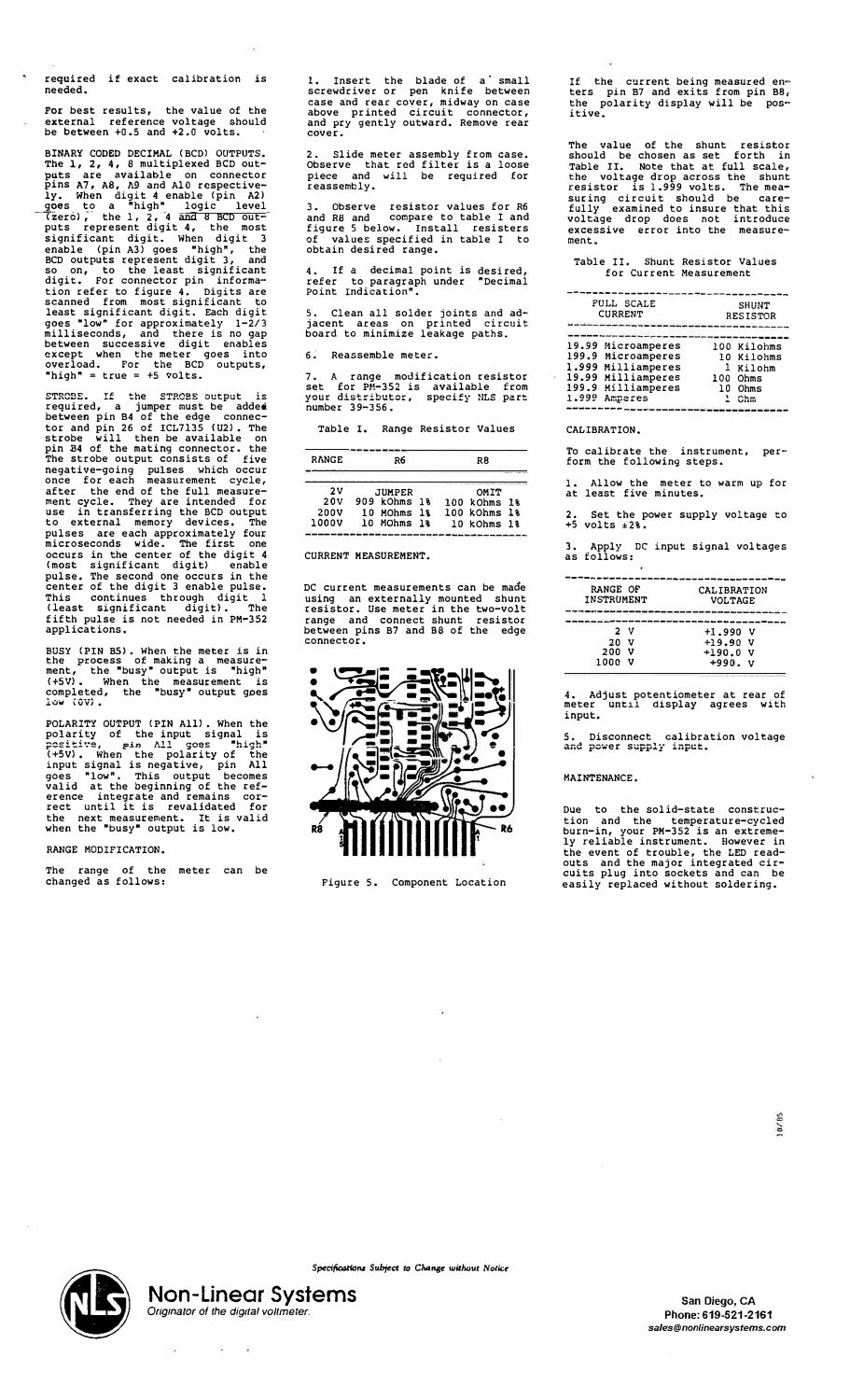required if exact calibration is needed.

For best results, the value of the external reference voltage should be between +0.5 and +2.0 volts.

BINARY CODED DECIMAL (BCD) OUTPUTS. The 1, 2, 4, 8 multiplexed BCD outputs are available on connector pins A7, A8, A9 and A10 respectively. When digit 4 enable (pin A2) goes to a "high" logic level (zero), the 1, 2, 4 and 8 BCD outputs represent digit 4, the most significant digit. When digit 3 enable (pin A3) goes "high", the BCD outputs represent digit 3, and so on, to the least significant digit. For connector pin information refer to figure 4. Digits are scanned from most significant to least significant digit. Each digit goes "low" for approximately 1-2/3 milliseconds, and there is no gap between successive digit enables except when the meter goes into overload. For the BCD outputs, "high" = true = +5 volts.

STROBE. If the STROBE output is required, a jumper must be added between pin B4 of the edge connector and pin 26 of ICL7135 (U2). The strobe will then be available on pin B4 of the mating connector. the The strobe output consists of five negative-going pulses which occur once for each measurement cycle, after the end of the full measurement cycle. They are intended for use in transferring the BCD output to external memory devices. The pulses are each approximately four microseconds wide. The first one occurs in the center of the digit 4 (most significant digit) enable pulse. The second one occurs in the center of the digit 3 enable pulse. This continues through digit 1 (least significant digit). The fifth pulse is not needed in PM-352 applications.

BUSY (PIN B5). When the meter is in the process of making a measurement, the "busy" output is "high" (+5V). When the measurement is completed, the "busy" output goes low (0V).

POLARITY OUTPUT (PIN A11). When the polarity of the input signal is positive, pin A11 goes "high" (+5V). When the polarity of the input signal is negative, pin A11 goes "low". This output becomes valid at the beginning of the reference integrate and remains correct until it is revalidated for the next measurement. It is valid when the "busy" output is low.

RANGE MODIFICATION.

The range of the meter can be changed as follows:

1. Insert the blade of a small screwdriver or pen knife between case and rear cover, midway on case above printed circuit connector, and pry gently outward. Remove rear cover.

2. Slide meter assembly from case. Observe that red filter is a loose piece and will be required for reassembly.

3. Observe resistor values for R6 and R8 and compare to table I and figure 5 below. Install resisters of values specified in table I to obtain desired range.

4. If a decimal point is desired, refer to paragraph under "Decimal Point Indication".

5. Clean all solder joints and adjacent areas on printed circuit board to minimize leakage paths.

6. Reassemble meter.

7. A range modification resistor set for PM-352 is available from your distributor, specify NLS part number 39-356.

Table I. Range Resistor Values

| RANGE | R6 | R8 |
|---|---|---|
| 2V | JUMPER | OMIT |
| 20V | 909 kOhms 1% | 100 kOhms 1% |
| 200V | 10 MOhms 1% | 100 kOhms 1% |
| 1000V | 10 MOhms 1% | 10 kOhms 1% |

CURRENT MEASUREMENT.

DC current measurements can be made using an externally mounted shunt resistor. Use meter in the two-volt range and connect shunt resistor between pins B7 and B8 of the edge connector.

R8
R6

Figure 5. Component Location

If the current being measured enters pin B7 and exits from pin B8, the polarity display will be positive.

The value of the shunt resistor should be chosen as set forth in Table II. Note that at full scale, the voltage drop across the shunt resistor is 1.999 volts. The measuring circuit should be carefully examined to insure that this voltage drop does not introduce excessive error into the measurement.

Table II. Shunt Resistor Values for Current Measurement

| FULL SCALE CURRENT | SHUNT RESISTOR |
|---|---|
| 19.99 Microamperes | 100 Kilohms |
| 199.9 Microamperes | 10 Kilohms |
| 1.999 Milliamperes | 1 Kilohm |
| 19.99 Milliamperes | 100 Ohms |
| 199.9 Milliamperes | 10 Ohms |
| 1.999 Amperes | 1 Ohm |

CALIBRATION.

To calibrate the instrument, perform the following steps.

1. Allow the meter to warm up for at least five minutes.

2. Set the power supply voltage to +5 volts ±2%.

3. Apply DC input signal voltages as follows:

| RANGE OF INSTRUMENT | CALIBRATION VOLTAGE |
|---|---|
| 2 V | +1.990 V |
| 20 V | +19.90 V |
| 200 V | +190.0 V |
| 1000 V | +990. V |

4. Adjust potentiometer at rear of meter until display agrees with input.

5. Disconnect calibration voltage and power supply input.

MAINTENANCE.

Due to the solid-state construction and the temperature-cycled burn-in, your PM-352 is an extremely reliable instrument. However in the event of trouble, the LED readouts and the major integrated circuits plug into sockets and can be easily replaced without soldering.

10/85

*Specifications Subject to Change without Notice*

**Non-Linear Systems**
*Originator of the digital voltmeter.*

San Diego, CA
Phone: 619-521-2161
*sales@nonlinearsystems.com*